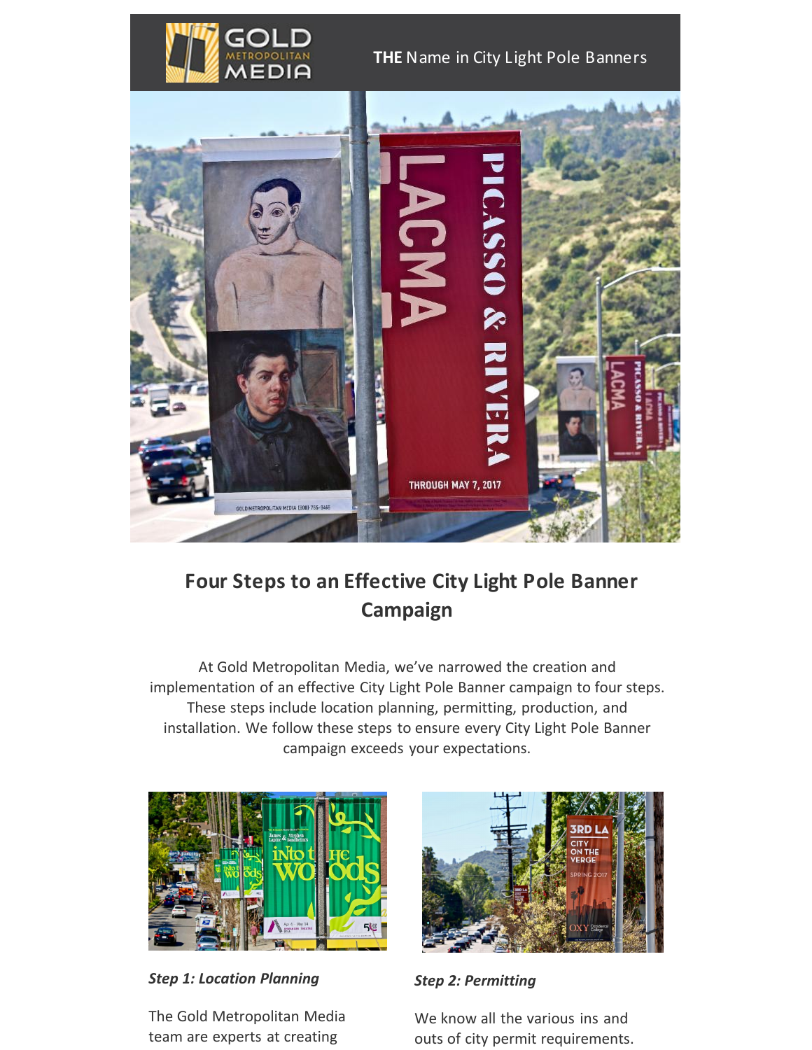THE Name in City Light Pole Banners

## Four Steps to an Effective City Light Pole Banner Campaign

At Gold Metropolitan Media, we've narrowed the creation and implementation of an effective City Light Pole Banner campaign to four steps. These steps include location planning, permitting, production, and installation. We follow these steps to ensure every City Light Pole Banner campaign exceeds your expectations.

***Step 1: Location Planning***

The Gold Metropolitan Media team are experts at creating

***Step 2: Permitting***

We know all the various ins and outs of city permit requirements.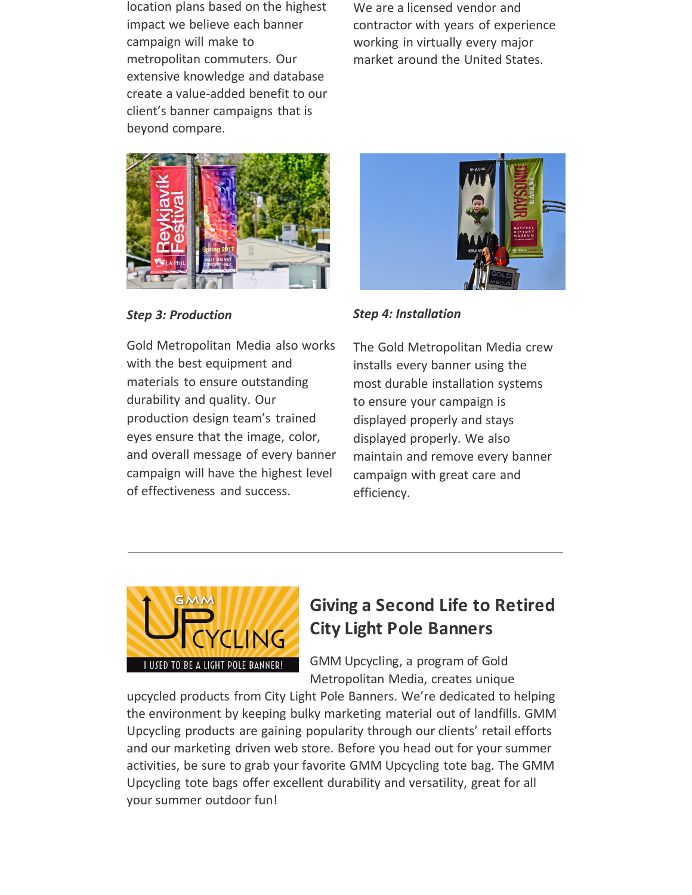location plans based on the highest impact we believe each banner campaign will make to metropolitan commuters. Our extensive knowledge and database create a value-added benefit to our client's banner campaigns that is beyond compare.

We are a licensed vendor and contractor with years of experience working in virtually every major market around the United States.

***Step 3: Production***

Gold Metropolitan Media also works with the best equipment and materials to ensure outstanding durability and quality. Our production design team's trained eyes ensure that the image, color, and overall message of every banner campaign will have the highest level of effectiveness and success.

***Step 4: Installation***

The Gold Metropolitan Media crew installs every banner using the most durable installation systems to ensure your campaign is displayed properly and stays displayed properly. We also maintain and remove every banner campaign with great care and efficiency.

---

## Giving a Second Life to Retired City Light Pole Banners

GMM Upcycling, a program of Gold Metropolitan Media, creates unique upcycled products from City Light Pole Banners. We're dedicated to helping the environment by keeping bulky marketing material out of landfills. GMM Upcycling products are gaining popularity through our clients' retail efforts and our marketing driven web store. Before you head out for your summer activities, be sure to grab your favorite GMM Upcycling tote bag. The GMM Upcycling tote bags offer excellent durability and versatility, great for all your summer outdoor fun!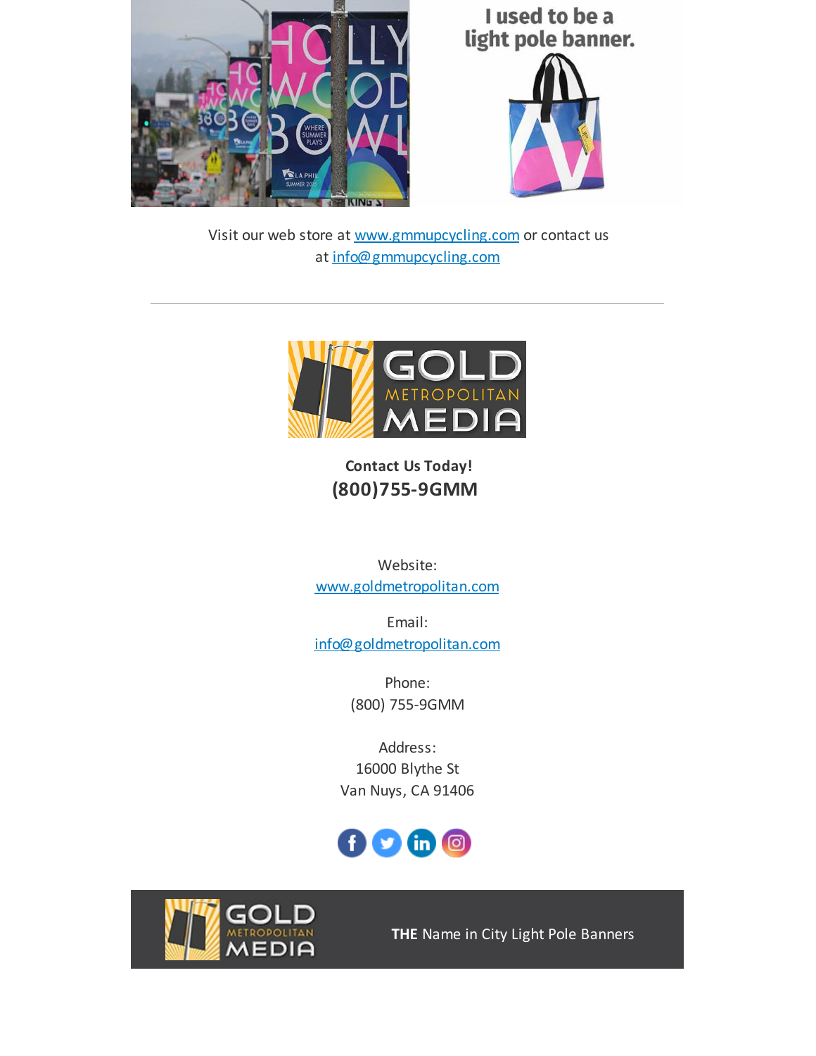Visit our web store at www.gmmupcycling.com or contact us at info@gmmupcycling.com

---

**Contact Us Today!**

**(800)755-9GMM**

Website:
www.goldmetropolitan.com

Email:
info@goldmetropolitan.com

Phone:
(800) 755-9GMM

Address:
16000 Blythe St
Van Nuys, CA 91406

**THE** Name in City Light Pole Banners